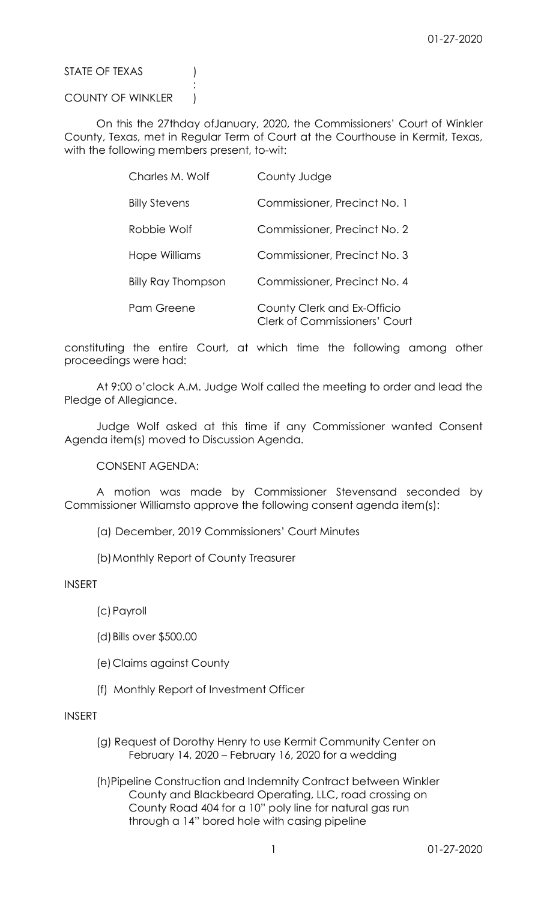STATE OF TEXAS )
:
COUNTY OF WINKLER )

On this the 27thday ofJanuary, 2020, the Commissioners' Court of Winkler County, Texas, met in Regular Term of Court at the Courthouse in Kermit, Texas, with the following members present, to-wit:

| | |
|---|---|
| Charles M. Wolf | County Judge |
| Billy Stevens | Commissioner, Precinct No. 1 |
| Robbie Wolf | Commissioner, Precinct No. 2 |
| Hope Williams | Commissioner, Precinct No. 3 |
| Billy Ray Thompson | Commissioner, Precinct No. 4 |
| Pam Greene | County Clerk and Ex-Officio Clerk of Commissioners' Court |

constituting the entire Court, at which time the following among other proceedings were had:

At 9:00 o'clock A.M. Judge Wolf called the meeting to order and lead the Pledge of Allegiance.

Judge Wolf asked at this time if any Commissioner wanted Consent Agenda item(s) moved to Discussion Agenda.

CONSENT AGENDA:

A motion was made by Commissioner Stevensand seconded by Commissioner Williamsto approve the following consent agenda item(s):

(a) December, 2019 Commissioners' Court Minutes

(b) Monthly Report of County Treasurer

INSERT

(c) Payroll

(d) Bills over $500.00

(e) Claims against County

(f) Monthly Report of Investment Officer

INSERT

(g) Request of Dorothy Henry to use Kermit Community Center on February 14, 2020 – February 16, 2020 for a wedding

(h) Pipeline Construction and Indemnity Contract between Winkler County and Blackbeard Operating, LLC, road crossing on County Road 404 for a 10" poly line for natural gas run through a 14" bored hole with casing pipeline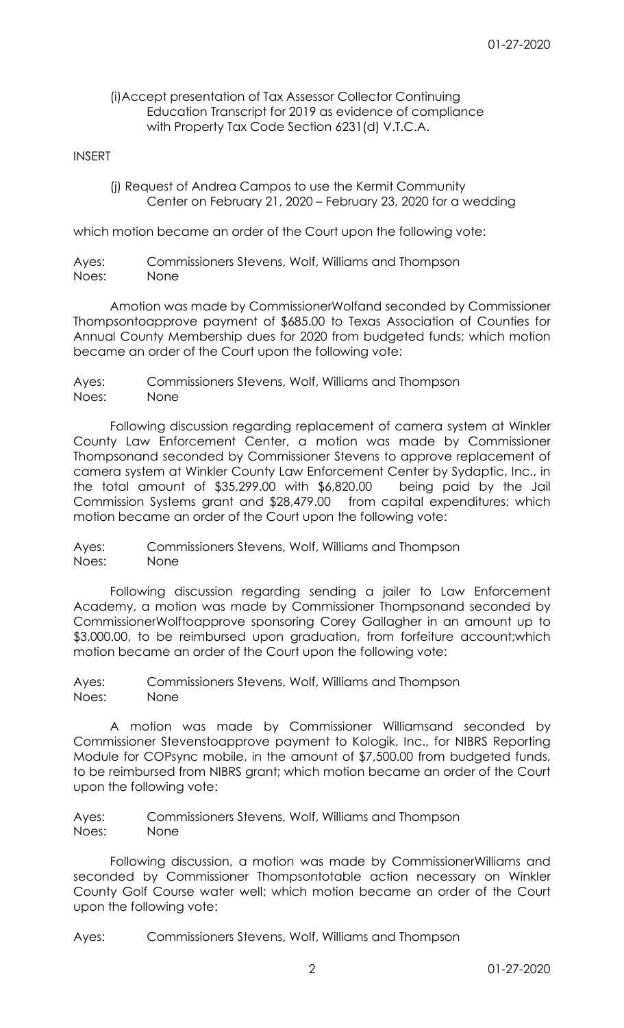(i)Accept presentation of Tax Assessor Collector Continuing Education Transcript for 2019 as evidence of compliance with Property Tax Code Section 6231(d) V.T.C.A.

INSERT

(j) Request of Andrea Campos to use the Kermit Community Center on February 21, 2020 – February 23, 2020 for a wedding

which motion became an order of the Court upon the following vote:

Ayes: Commissioners Stevens, Wolf, Williams and Thompson
Noes: None

Amotion was made by CommissionerWolfand seconded by Commissioner Thompsontoapprove payment of $685.00 to Texas Association of Counties for Annual County Membership dues for 2020 from budgeted funds; which motion became an order of the Court upon the following vote:

Ayes: Commissioners Stevens, Wolf, Williams and Thompson
Noes: None

Following discussion regarding replacement of camera system at Winkler County Law Enforcement Center, a motion was made by Commissioner Thompsonand seconded by Commissioner Stevens to approve replacement of camera system at Winkler County Law Enforcement Center by Sydaptic, Inc., in the total amount of $35,299.00 with $6,820.00 being paid by the Jail Commission Systems grant and $28,479.00 from capital expenditures; which motion became an order of the Court upon the following vote:

Ayes: Commissioners Stevens, Wolf, Williams and Thompson
Noes: None

Following discussion regarding sending a jailer to Law Enforcement Academy, a motion was made by Commissioner Thompsonand seconded by CommissionerWolftoapprove sponsoring Corey Gallagher in an amount up to $3,000.00, to be reimbursed upon graduation, from forfeiture account;which motion became an order of the Court upon the following vote:

Ayes: Commissioners Stevens, Wolf, Williams and Thompson
Noes: None

A motion was made by Commissioner Williamsand seconded by Commissioner Stevenstoapprove payment to Kologik, Inc., for NIBRS Reporting Module for COPsync mobile, in the amount of $7,500.00 from budgeted funds, to be reimbursed from NIBRS grant; which motion became an order of the Court upon the following vote:

Ayes: Commissioners Stevens, Wolf, Williams and Thompson
Noes: None

Following discussion, a motion was made by CommissionerWilliams and seconded by Commissioner Thompsontotable action necessary on Winkler County Golf Course water well; which motion became an order of the Court upon the following vote:

Ayes: Commissioners Stevens, Wolf, Williams and Thompson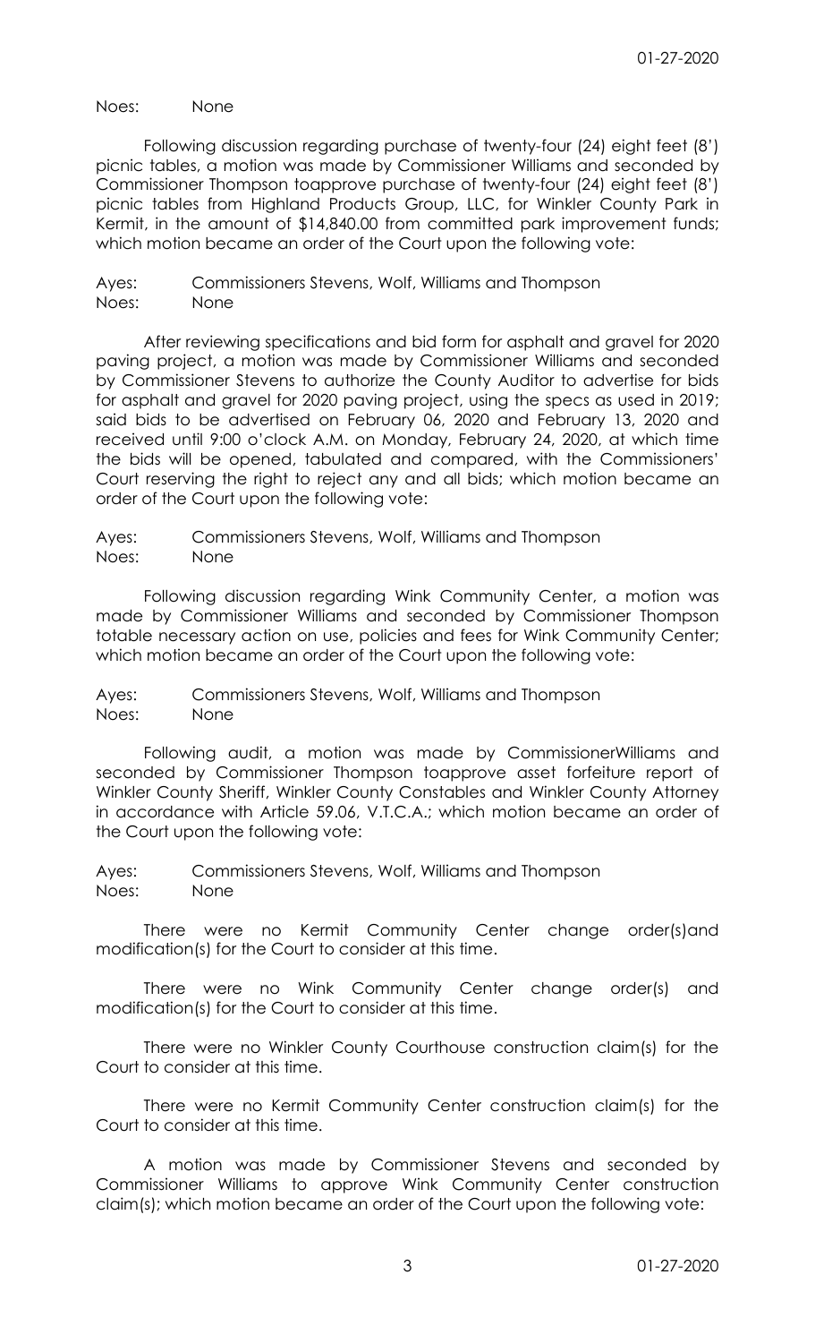Noes: None

Following discussion regarding purchase of twenty-four (24) eight feet (8') picnic tables, a motion was made by Commissioner Williams and seconded by Commissioner Thompson toapprove purchase of twenty-four (24) eight feet (8') picnic tables from Highland Products Group, LLC, for Winkler County Park in Kermit, in the amount of $14,840.00 from committed park improvement funds; which motion became an order of the Court upon the following vote:

Ayes: Commissioners Stevens, Wolf, Williams and Thompson
Noes: None

After reviewing specifications and bid form for asphalt and gravel for 2020 paving project, a motion was made by Commissioner Williams and seconded by Commissioner Stevens to authorize the County Auditor to advertise for bids for asphalt and gravel for 2020 paving project, using the specs as used in 2019; said bids to be advertised on February 06, 2020 and February 13, 2020 and received until 9:00 o'clock A.M. on Monday, February 24, 2020, at which time the bids will be opened, tabulated and compared, with the Commissioners' Court reserving the right to reject any and all bids; which motion became an order of the Court upon the following vote:

Ayes: Commissioners Stevens, Wolf, Williams and Thompson
Noes: None

Following discussion regarding Wink Community Center, a motion was made by Commissioner Williams and seconded by Commissioner Thompson totable necessary action on use, policies and fees for Wink Community Center; which motion became an order of the Court upon the following vote:

Ayes: Commissioners Stevens, Wolf, Williams and Thompson
Noes: None

Following audit, a motion was made by CommissionerWilliams and seconded by Commissioner Thompson toapprove asset forfeiture report of Winkler County Sheriff, Winkler County Constables and Winkler County Attorney in accordance with Article 59.06, V.T.C.A.; which motion became an order of the Court upon the following vote:

Ayes: Commissioners Stevens, Wolf, Williams and Thompson
Noes: None

There were no Kermit Community Center change order(s)and modification(s) for the Court to consider at this time.

There were no Wink Community Center change order(s) and modification(s) for the Court to consider at this time.

There were no Winkler County Courthouse construction claim(s) for the Court to consider at this time.

There were no Kermit Community Center construction claim(s) for the Court to consider at this time.

A motion was made by Commissioner Stevens and seconded by Commissioner Williams to approve Wink Community Center construction claim(s); which motion became an order of the Court upon the following vote: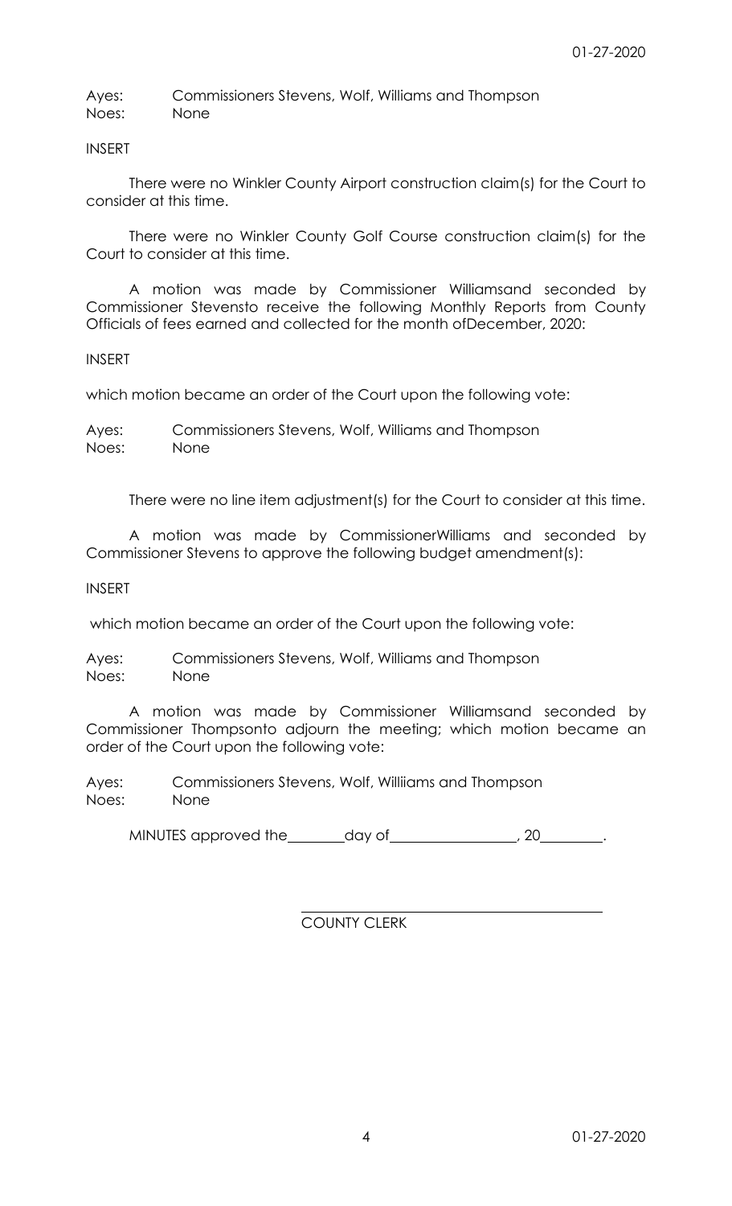Ayes: Commissioners Stevens, Wolf, Williams and Thompson
Noes: None

INSERT

There were no Winkler County Airport construction claim(s) for the Court to consider at this time.

There were no Winkler County Golf Course construction claim(s) for the Court to consider at this time.

A motion was made by Commissioner Williamsand seconded by Commissioner Stevensto receive the following Monthly Reports from County Officials of fees earned and collected for the month ofDecember, 2020:

INSERT

which motion became an order of the Court upon the following vote:

Ayes: Commissioners Stevens, Wolf, Williams and Thompson
Noes: None

There were no line item adjustment(s) for the Court to consider at this time.

A motion was made by CommissionerWilliams and seconded by Commissioner Stevens to approve the following budget amendment(s):

INSERT

which motion became an order of the Court upon the following vote:

Ayes: Commissioners Stevens, Wolf, Williams and Thompson
Noes: None

A motion was made by Commissioner Williamsand seconded by Commissioner Thompsonto adjourn the meeting; which motion became an order of the Court upon the following vote:

Ayes: Commissioners Stevens, Wolf, Williiams and Thompson
Noes: None

MINUTES approved the\_\_\_\_\_\_\_\_day of\_\_\_\_\_\_\_\_\_\_\_\_\_\_\_\_\_\_, 20\_\_\_\_\_\_\_\_\_.

\_\_\_\_\_\_\_\_\_\_\_\_\_\_\_\_\_\_\_\_\_\_\_\_\_\_\_\_\_\_\_\_\_\_\_\_\_\_\_\_

COUNTY CLERK